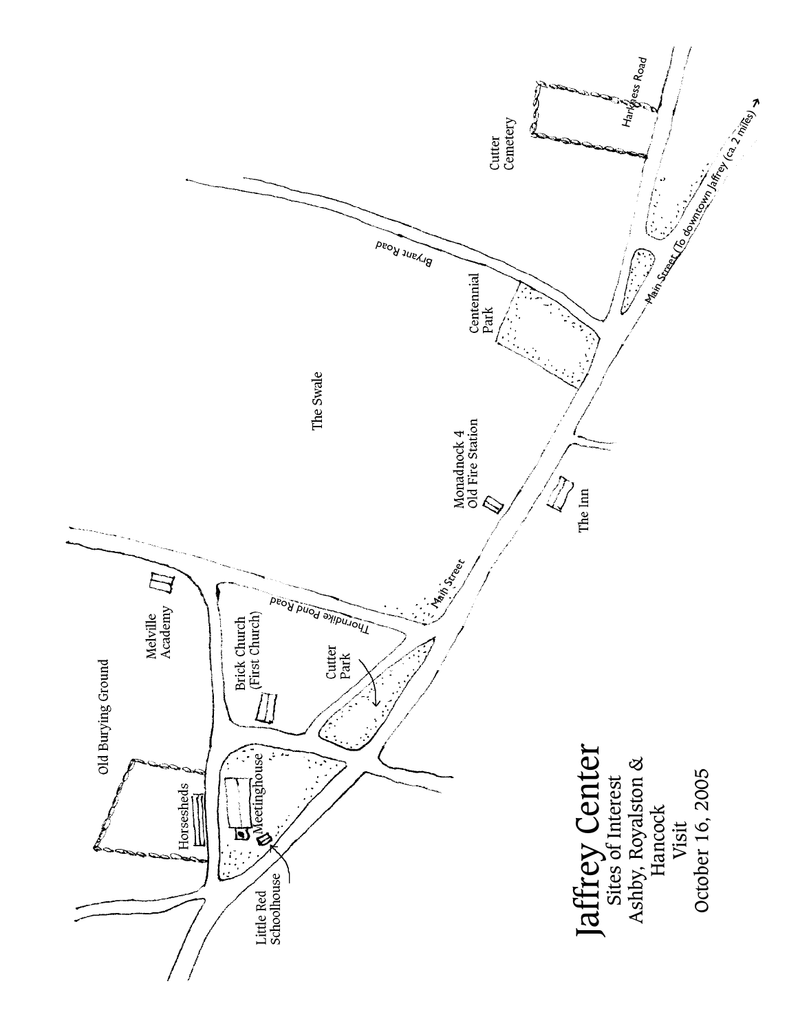# Jaffrey Center

Sites of Interest
Ashby, Royalston &
Hancock
Visit
October 16, 2005

Old Burying Ground

Horsesheds

Meetinghouse

Little Red Schoolhouse

Melville Academy

Brick Church (First Church)

Cutter Park

Thorndike Pond Road

Main Street

Monadnock 4 Old Fire Station

The Inn

The Swale

Centennial Park

Bryant Road

Cutter Cemetery

Harkness Road

Main Street (To downtown Jaffrey (ca. 2 miles) →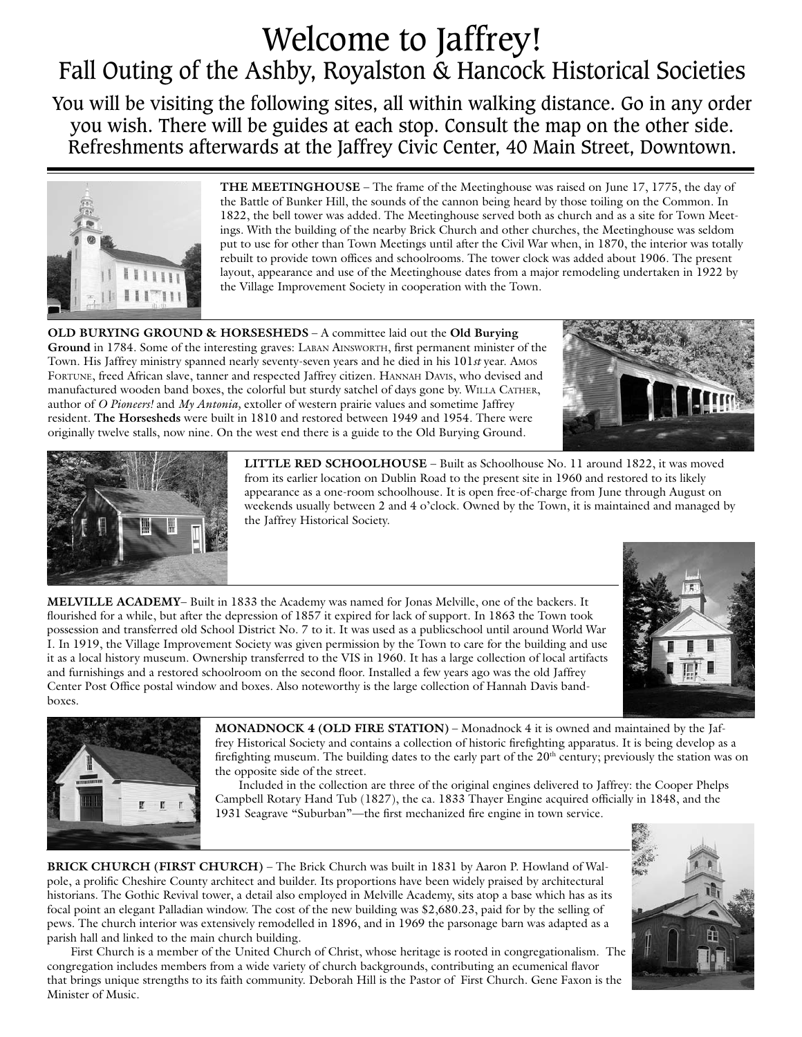# Welcome to Jaffrey!

## Fall Outing of the Ashby, Royalston & Hancock Historical Societies

You will be visiting the following sites, all within walking distance. Go in any order you wish. There will be guides at each stop. Consult the map on the other side. Refreshments afterwards at the Jaffrey Civic Center, 40 Main Street, Downtown.

---

**THE MEETINGHOUSE** – The frame of the Meetinghouse was raised on June 17, 1775, the day of the Battle of Bunker Hill, the sounds of the cannon being heard by those toiling on the Common. In 1822, the bell tower was added. The Meetinghouse served both as church and as a site for Town Meetings. With the building of the nearby Brick Church and other churches, the Meetinghouse was seldom put to use for other than Town Meetings until after the Civil War when, in 1870, the interior was totally rebuilt to provide town offices and schoolrooms. The tower clock was added about 1906. The present layout, appearance and use of the Meetinghouse dates from a major remodeling undertaken in 1922 by the Village Improvement Society in cooperation with the Town.

**OLD BURYING GROUND & HORSESHEDS** – A committee laid out the **Old Burying Ground** in 1784. Some of the interesting graves: LABAN AINSWORTH, first permanent minister of the Town. His Jaffrey ministry spanned nearly seventy-seven years and he died in his 101*st* year. AMOS FORTUNE, freed African slave, tanner and respected Jaffrey citizen. HANNAH DAVIS, who devised and manufactured wooden band boxes, the colorful but sturdy satchel of days gone by. WILLA CATHER, author of *O Pioneers!* and *My Antonia*, extoller of western prairie values and sometime Jaffrey resident. **The Horsesheds** were built in 1810 and restored between 1949 and 1954. There were originally twelve stalls, now nine. On the west end there is a guide to the Old Burying Ground.

**LITTLE RED SCHOOLHOUSE** – Built as Schoolhouse No. 11 around 1822, it was moved from its earlier location on Dublin Road to the present site in 1960 and restored to its likely appearance as a one-room schoolhouse. It is open free-of-charge from June through August on weekends usually between 2 and 4 o'clock. Owned by the Town, it is maintained and managed by the Jaffrey Historical Society.

**MELVILLE ACADEMY**– Built in 1833 the Academy was named for Jonas Melville, one of the backers. It flourished for a while, but after the depression of 1857 it expired for lack of support. In 1863 the Town took possession and transferred old School District No. 7 to it. It was used as a publicschool until around World War I. In 1919, the Village Improvement Society was given permission by the Town to care for the building and use it as a local history museum. Ownership transferred to the VIS in 1960. It has a large collection of local artifacts and furnishings and a restored schoolroom on the second floor. Installed a few years ago was the old Jaffrey Center Post Office postal window and boxes. Also noteworthy is the large collection of Hannah Davis bandboxes.

**MONADNOCK 4 (OLD FIRE STATION)** – Monadnock 4 it is owned and maintained by the Jaffrey Historical Society and contains a collection of historic firefighting apparatus. It is being develop as a firefighting museum. The building dates to the early part of the 20th century; previously the station was on the opposite side of the street.

Included in the collection are three of the original engines delivered to Jaffrey: the Cooper Phelps Campbell Rotary Hand Tub (1827), the ca. 1833 Thayer Engine acquired officially in 1848, and the 1931 Seagrave "Suburban"—the first mechanized fire engine in town service.

**BRICK CHURCH (FIRST CHURCH)** – The Brick Church was built in 1831 by Aaron P. Howland of Walpole, a prolific Cheshire County architect and builder. Its proportions have been widely praised by architectural historians. The Gothic Revival tower, a detail also employed in Melville Academy, sits atop a base which has as its focal point an elegant Palladian window. The cost of the new building was $2,680.23, paid for by the selling of pews. The church interior was extensively remodelled in 1896, and in 1969 the parsonage barn was adapted as a parish hall and linked to the main church building.

First Church is a member of the United Church of Christ, whose heritage is rooted in congregationalism. The congregation includes members from a wide variety of church backgrounds, contributing an ecumenical flavor that brings unique strengths to its faith community. Deborah Hill is the Pastor of First Church. Gene Faxon is the Minister of Music.